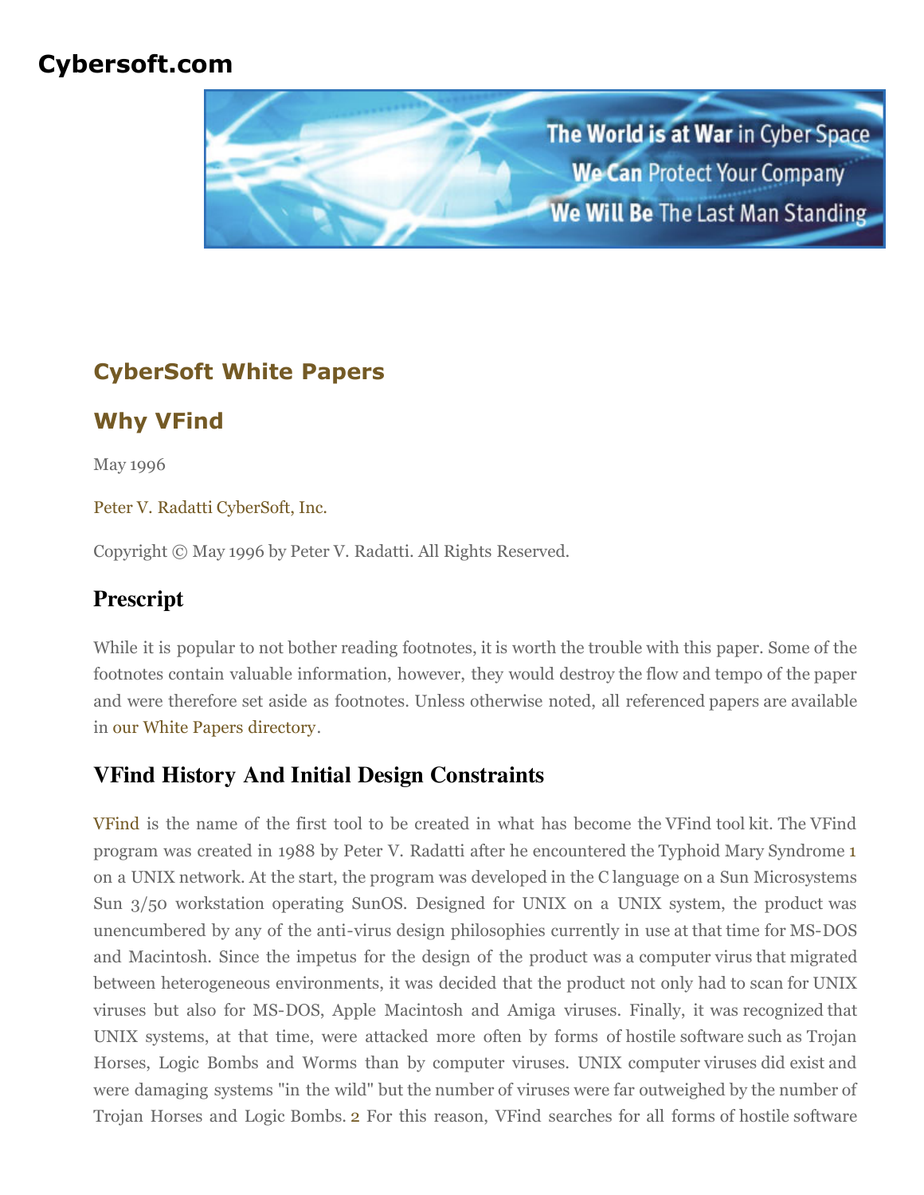# Cybersoft.com

## CyberSoft White Papers

## Why VFind

May 1996

Peter V. Radatti CyberSoft, Inc.

Copyright © May 1996 by Peter V. Radatti. All Rights Reserved.

## Prescript

While it is popular to not bother reading footnotes, it is worth the trouble with this paper. Some of the footnotes contain valuable information, however, they would destroy the flow and tempo of the paper and were therefore set aside as footnotes. Unless otherwise noted, all referenced papers are available in our White Papers directory.

## VFind History And Initial Design Constraints

VFind is the name of the first tool to be created in what has become the VFind tool kit. The VFind program was created in 1988 by Peter V. Radatti after he encountered the Typhoid Mary Syndrome [1] on a UNIX network. At the start, the program was developed in the C language on a Sun Microsystems Sun 3/50 workstation operating SunOS. Designed for UNIX on a UNIX system, the product was unencumbered by any of the anti-virus design philosophies currently in use at that time for MS-DOS and Macintosh. Since the impetus for the design of the product was a computer virus that migrated between heterogeneous environments, it was decided that the product not only had to scan for UNIX viruses but also for MS-DOS, Apple Macintosh and Amiga viruses. Finally, it was recognized that UNIX systems, at that time, were attacked more often by forms of hostile software such as Trojan Horses, Logic Bombs and Worms than by computer viruses. UNIX computer viruses did exist and were damaging systems "in the wild" but the number of viruses were far outweighed by the number of Trojan Horses and Logic Bombs. [2] For this reason, VFind searches for all forms of hostile software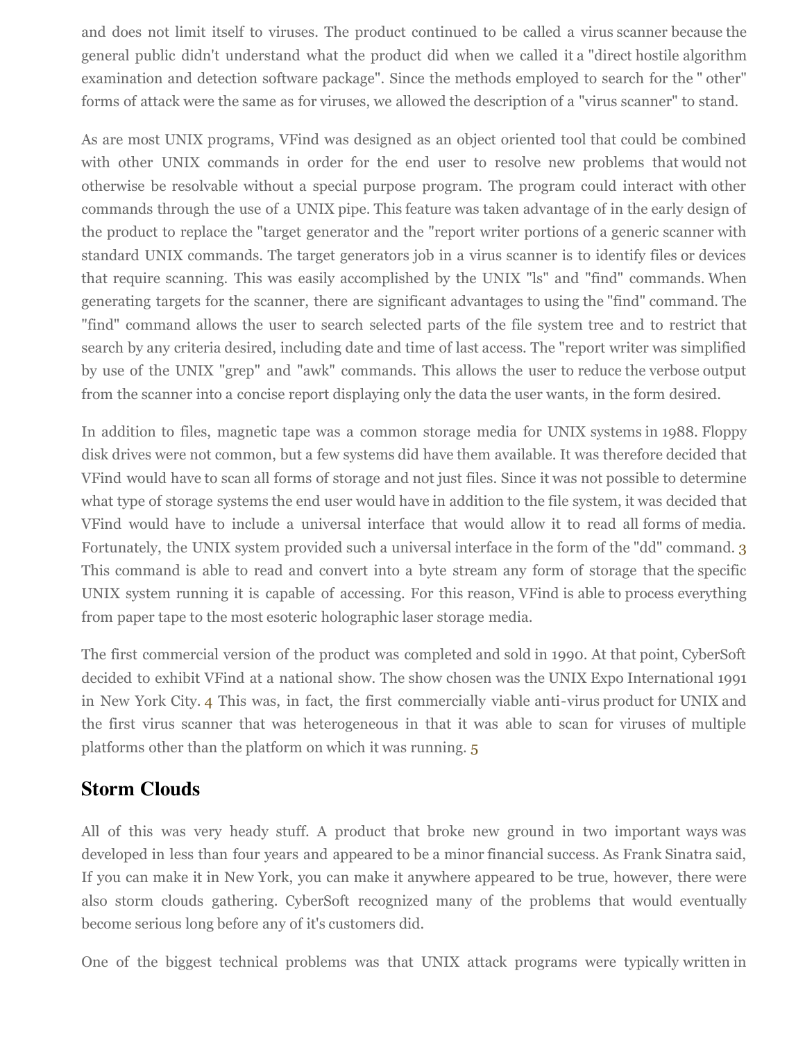and does not limit itself to viruses. The product continued to be called a virus scanner because the general public didn't understand what the product did when we called it a "direct hostile algorithm examination and detection software package". Since the methods employed to search for the " other" forms of attack were the same as for viruses, we allowed the description of a "virus scanner" to stand.

As are most UNIX programs, VFind was designed as an object oriented tool that could be combined with other UNIX commands in order for the end user to resolve new problems that would not otherwise be resolvable without a special purpose program. The program could interact with other commands through the use of a UNIX pipe. This feature was taken advantage of in the early design of the product to replace the "target generator and the "report writer portions of a generic scanner with standard UNIX commands. The target generators job in a virus scanner is to identify files or devices that require scanning. This was easily accomplished by the UNIX "ls" and "find" commands. When generating targets for the scanner, there are significant advantages to using the "find" command. The "find" command allows the user to search selected parts of the file system tree and to restrict that search by any criteria desired, including date and time of last access. The "report writer was simplified by use of the UNIX "grep" and "awk" commands. This allows the user to reduce the verbose output from the scanner into a concise report displaying only the data the user wants, in the form desired.

In addition to files, magnetic tape was a common storage media for UNIX systems in 1988. Floppy disk drives were not common, but a few systems did have them available. It was therefore decided that VFind would have to scan all forms of storage and not just files. Since it was not possible to determine what type of storage systems the end user would have in addition to the file system, it was decided that VFind would have to include a universal interface that would allow it to read all forms of media. Fortunately, the UNIX system provided such a universal interface in the form of the "dd" command. [3] This command is able to read and convert into a byte stream any form of storage that the specific UNIX system running it is capable of accessing. For this reason, VFind is able to process everything from paper tape to the most esoteric holographic laser storage media.

The first commercial version of the product was completed and sold in 1990. At that point, CyberSoft decided to exhibit VFind at a national show. The show chosen was the UNIX Expo International 1991 in New York City. [4] This was, in fact, the first commercially viable anti-virus product for UNIX and the first virus scanner that was heterogeneous in that it was able to scan for viruses of multiple platforms other than the platform on which it was running. [5]

## Storm Clouds

All of this was very heady stuff. A product that broke new ground in two important ways was developed in less than four years and appeared to be a minor financial success. As Frank Sinatra said, If you can make it in New York, you can make it anywhere appeared to be true, however, there were also storm clouds gathering. CyberSoft recognized many of the problems that would eventually become serious long before any of it's customers did.

One of the biggest technical problems was that UNIX attack programs were typically written in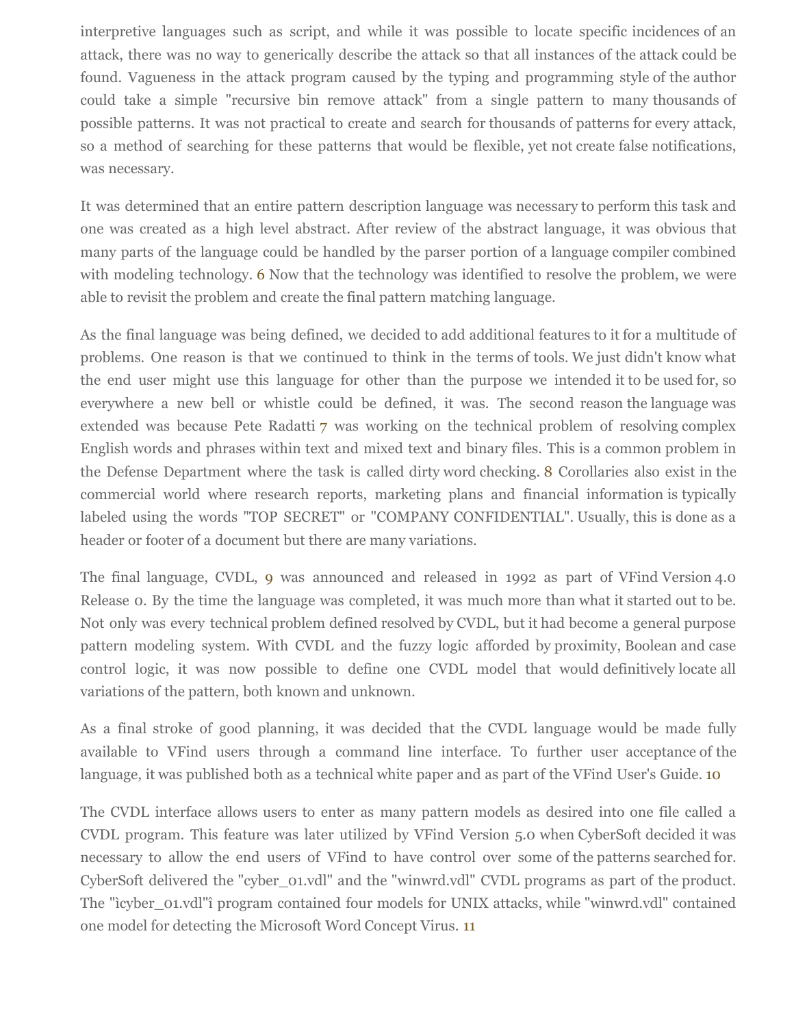interpretive languages such as script, and while it was possible to locate specific incidences of an attack, there was no way to generically describe the attack so that all instances of the attack could be found. Vagueness in the attack program caused by the typing and programming style of the author could take a simple "recursive bin remove attack" from a single pattern to many thousands of possible patterns. It was not practical to create and search for thousands of patterns for every attack, so a method of searching for these patterns that would be flexible, yet not create false notifications, was necessary.

It was determined that an entire pattern description language was necessary to perform this task and one was created as a high level abstract. After review of the abstract language, it was obvious that many parts of the language could be handled by the parser portion of a language compiler combined with modeling technology. [6] Now that the technology was identified to resolve the problem, we were able to revisit the problem and create the final pattern matching language.

As the final language was being defined, we decided to add additional features to it for a multitude of problems. One reason is that we continued to think in the terms of tools. We just didn't know what the end user might use this language for other than the purpose we intended it to be used for, so everywhere a new bell or whistle could be defined, it was. The second reason the language was extended was because Pete Radatti [7] was working on the technical problem of resolving complex English words and phrases within text and mixed text and binary files. This is a common problem in the Defense Department where the task is called dirty word checking. [8] Corollaries also exist in the commercial world where research reports, marketing plans and financial information is typically labeled using the words "TOP SECRET" or "COMPANY CONFIDENTIAL". Usually, this is done as a header or footer of a document but there are many variations.

The final language, CVDL, [9] was announced and released in 1992 as part of VFind Version 4.0 Release 0. By the time the language was completed, it was much more than what it started out to be. Not only was every technical problem defined resolved by CVDL, but it had become a general purpose pattern modeling system. With CVDL and the fuzzy logic afforded by proximity, Boolean and case control logic, it was now possible to define one CVDL model that would definitively locate all variations of the pattern, both known and unknown.

As a final stroke of good planning, it was decided that the CVDL language would be made fully available to VFind users through a command line interface. To further user acceptance of the language, it was published both as a technical white paper and as part of the VFind User's Guide. [10]

The CVDL interface allows users to enter as many pattern models as desired into one file called a CVDL program. This feature was later utilized by VFind Version 5.0 when CyberSoft decided it was necessary to allow the end users of VFind to have control over some of the patterns searched for. CyberSoft delivered the "cyber_01.vdl" and the "winwrd.vdl" CVDL programs as part of the product. The "ìcyber_01.vdl"î program contained four models for UNIX attacks, while "winwrd.vdl" contained one model for detecting the Microsoft Word Concept Virus. [11]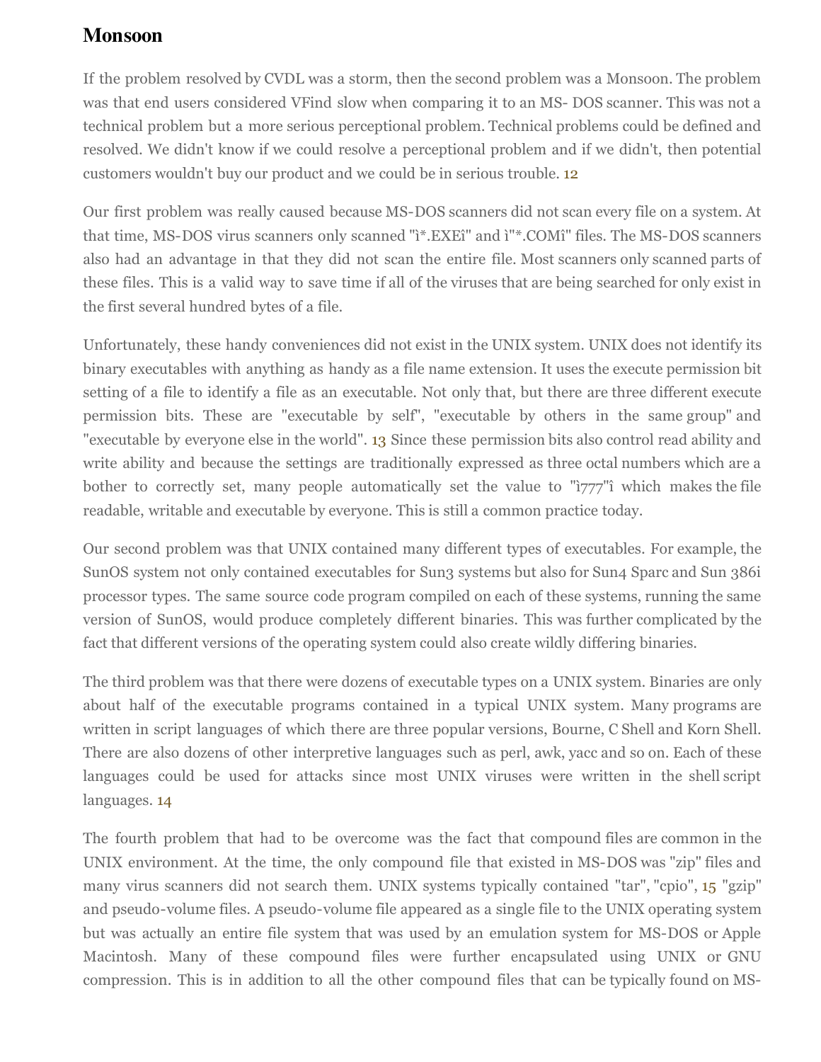## Monsoon

If the problem resolved by CVDL was a storm, then the second problem was a Monsoon. The problem was that end users considered VFind slow when comparing it to an MS- DOS scanner. This was not a technical problem but a more serious perceptional problem. Technical problems could be defined and resolved. We didn't know if we could resolve a perceptional problem and if we didn't, then potential customers wouldn't buy our product and we could be in serious trouble. [12]

Our first problem was really caused because MS-DOS scanners did not scan every file on a system. At that time, MS-DOS virus scanners only scanned "ì*.EXEî" and ì"*.COMî" files. The MS-DOS scanners also had an advantage in that they did not scan the entire file. Most scanners only scanned parts of these files. This is a valid way to save time if all of the viruses that are being searched for only exist in the first several hundred bytes of a file.

Unfortunately, these handy conveniences did not exist in the UNIX system. UNIX does not identify its binary executables with anything as handy as a file name extension. It uses the execute permission bit setting of a file to identify a file as an executable. Not only that, but there are three different execute permission bits. These are "executable by self", "executable by others in the same group" and "executable by everyone else in the world". [13] Since these permission bits also control read ability and write ability and because the settings are traditionally expressed as three octal numbers which are a bother to correctly set, many people automatically set the value to "ì777"î which makes the file readable, writable and executable by everyone. This is still a common practice today.

Our second problem was that UNIX contained many different types of executables. For example, the SunOS system not only contained executables for Sun3 systems but also for Sun4 Sparc and Sun 386i processor types. The same source code program compiled on each of these systems, running the same version of SunOS, would produce completely different binaries. This was further complicated by the fact that different versions of the operating system could also create wildly differing binaries.

The third problem was that there were dozens of executable types on a UNIX system. Binaries are only about half of the executable programs contained in a typical UNIX system. Many programs are written in script languages of which there are three popular versions, Bourne, C Shell and Korn Shell. There are also dozens of other interpretive languages such as perl, awk, yacc and so on. Each of these languages could be used for attacks since most UNIX viruses were written in the shell script languages. [14]

The fourth problem that had to be overcome was the fact that compound files are common in the UNIX environment. At the time, the only compound file that existed in MS-DOS was "zip" files and many virus scanners did not search them. UNIX systems typically contained "tar", "cpio", [15] "gzip" and pseudo-volume files. A pseudo-volume file appeared as a single file to the UNIX operating system but was actually an entire file system that was used by an emulation system for MS-DOS or Apple Macintosh. Many of these compound files were further encapsulated using UNIX or GNU compression. This is in addition to all the other compound files that can be typically found on MS-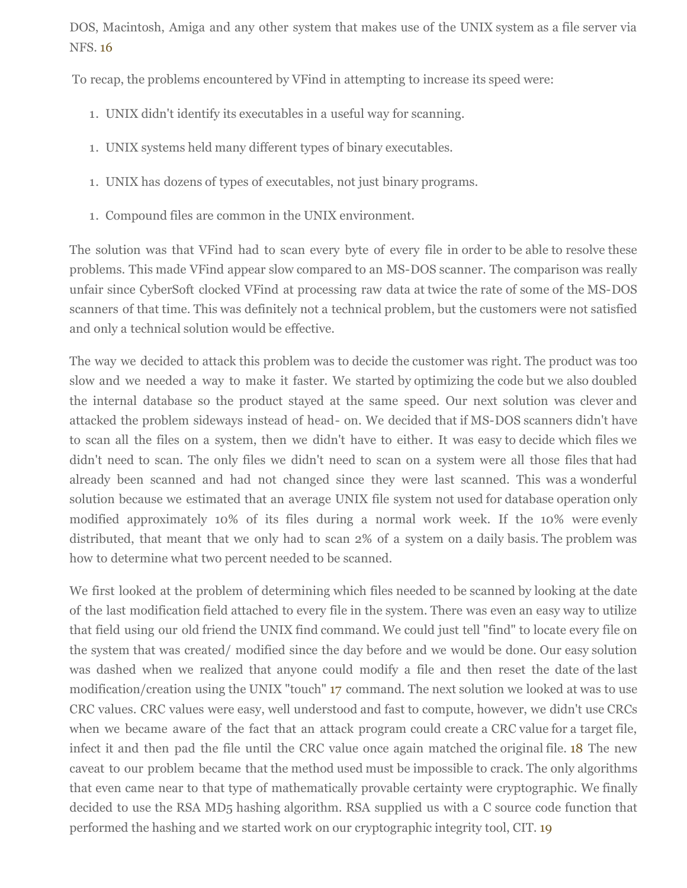DOS, Macintosh, Amiga and any other system that makes use of the UNIX system as a file server via NFS. 16

To recap, the problems encountered by VFind in attempting to increase its speed were:

1. UNIX didn't identify its executables in a useful way for scanning.
1. UNIX systems held many different types of binary executables.
1. UNIX has dozens of types of executables, not just binary programs.
1. Compound files are common in the UNIX environment.

The solution was that VFind had to scan every byte of every file in order to be able to resolve these problems. This made VFind appear slow compared to an MS-DOS scanner. The comparison was really unfair since CyberSoft clocked VFind at processing raw data at twice the rate of some of the MS-DOS scanners of that time. This was definitely not a technical problem, but the customers were not satisfied and only a technical solution would be effective.

The way we decided to attack this problem was to decide the customer was right. The product was too slow and we needed a way to make it faster. We started by optimizing the code but we also doubled the internal database so the product stayed at the same speed. Our next solution was clever and attacked the problem sideways instead of head- on. We decided that if MS-DOS scanners didn't have to scan all the files on a system, then we didn't have to either. It was easy to decide which files we didn't need to scan. The only files we didn't need to scan on a system were all those files that had already been scanned and had not changed since they were last scanned. This was a wonderful solution because we estimated that an average UNIX file system not used for database operation only modified approximately 10% of its files during a normal work week. If the 10% were evenly distributed, that meant that we only had to scan 2% of a system on a daily basis. The problem was how to determine what two percent needed to be scanned.

We first looked at the problem of determining which files needed to be scanned by looking at the date of the last modification field attached to every file in the system. There was even an easy way to utilize that field using our old friend the UNIX find command. We could just tell "find" to locate every file on the system that was created/ modified since the day before and we would be done. Our easy solution was dashed when we realized that anyone could modify a file and then reset the date of the last modification/creation using the UNIX "touch" 17 command. The next solution we looked at was to use CRC values. CRC values were easy, well understood and fast to compute, however, we didn't use CRCs when we became aware of the fact that an attack program could create a CRC value for a target file, infect it and then pad the file until the CRC value once again matched the original file. 18 The new caveat to our problem became that the method used must be impossible to crack. The only algorithms that even came near to that type of mathematically provable certainty were cryptographic. We finally decided to use the RSA MD5 hashing algorithm. RSA supplied us with a C source code function that performed the hashing and we started work on our cryptographic integrity tool, CIT. 19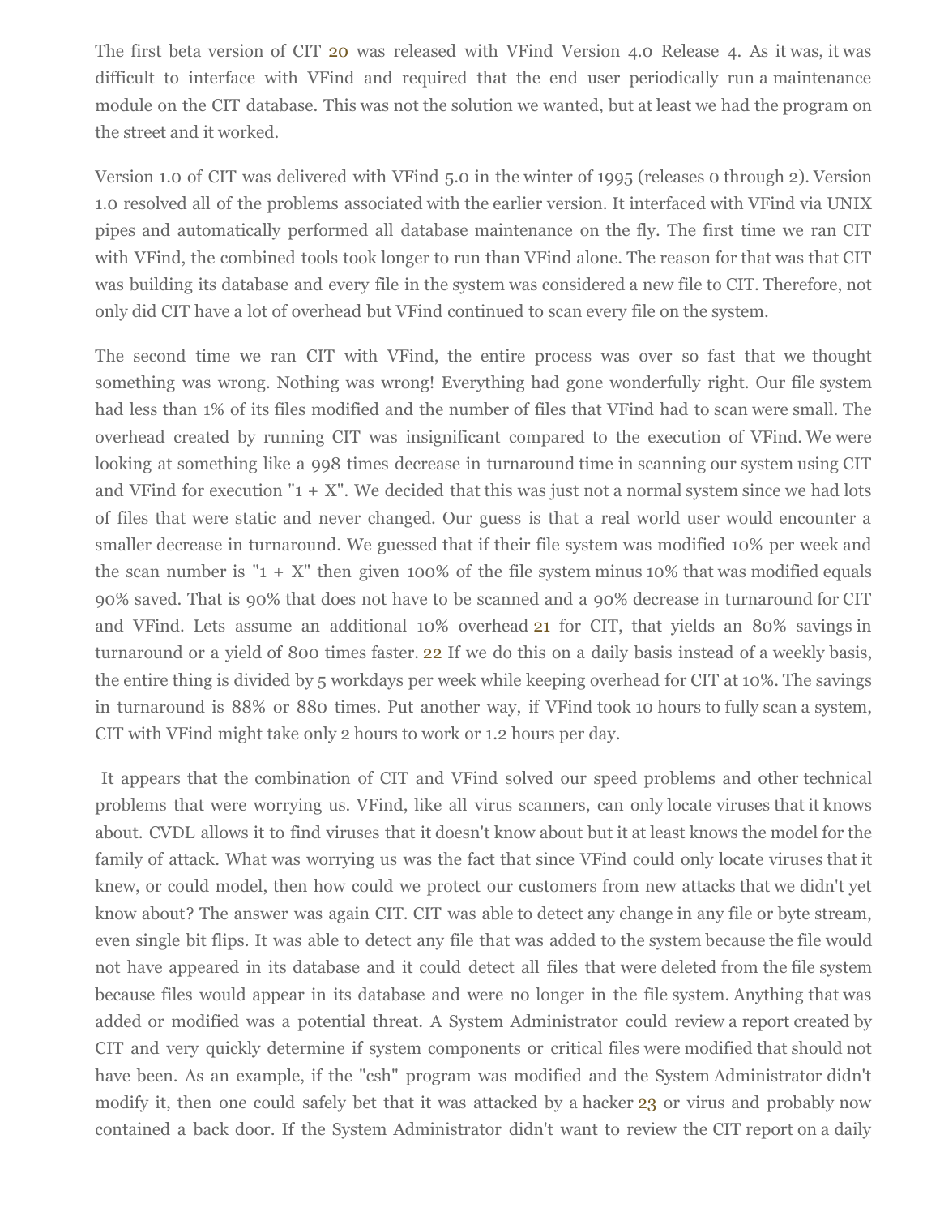The first beta version of CIT [20] was released with VFind Version 4.0 Release 4. As it was, it was difficult to interface with VFind and required that the end user periodically run a maintenance module on the CIT database. This was not the solution we wanted, but at least we had the program on the street and it worked.

Version 1.0 of CIT was delivered with VFind 5.0 in the winter of 1995 (releases 0 through 2). Version 1.0 resolved all of the problems associated with the earlier version. It interfaced with VFind via UNIX pipes and automatically performed all database maintenance on the fly. The first time we ran CIT with VFind, the combined tools took longer to run than VFind alone. The reason for that was that CIT was building its database and every file in the system was considered a new file to CIT. Therefore, not only did CIT have a lot of overhead but VFind continued to scan every file on the system.

The second time we ran CIT with VFind, the entire process was over so fast that we thought something was wrong. Nothing was wrong! Everything had gone wonderfully right. Our file system had less than 1% of its files modified and the number of files that VFind had to scan were small. The overhead created by running CIT was insignificant compared to the execution of VFind. We were looking at something like a 998 times decrease in turnaround time in scanning our system using CIT and VFind for execution "1 + X". We decided that this was just not a normal system since we had lots of files that were static and never changed. Our guess is that a real world user would encounter a smaller decrease in turnaround. We guessed that if their file system was modified 10% per week and the scan number is "1 + X" then given 100% of the file system minus 10% that was modified equals 90% saved. That is 90% that does not have to be scanned and a 90% decrease in turnaround for CIT and VFind. Lets assume an additional 10% overhead [21] for CIT, that yields an 80% savings in turnaround or a yield of 800 times faster. [22] If we do this on a daily basis instead of a weekly basis, the entire thing is divided by 5 workdays per week while keeping overhead for CIT at 10%. The savings in turnaround is 88% or 880 times. Put another way, if VFind took 10 hours to fully scan a system, CIT with VFind might take only 2 hours to work or 1.2 hours per day.

It appears that the combination of CIT and VFind solved our speed problems and other technical problems that were worrying us. VFind, like all virus scanners, can only locate viruses that it knows about. CVDL allows it to find viruses that it doesn't know about but it at least knows the model for the family of attack. What was worrying us was the fact that since VFind could only locate viruses that it knew, or could model, then how could we protect our customers from new attacks that we didn't yet know about? The answer was again CIT. CIT was able to detect any change in any file or byte stream, even single bit flips. It was able to detect any file that was added to the system because the file would not have appeared in its database and it could detect all files that were deleted from the file system because files would appear in its database and were no longer in the file system. Anything that was added or modified was a potential threat. A System Administrator could review a report created by CIT and very quickly determine if system components or critical files were modified that should not have been. As an example, if the "csh" program was modified and the System Administrator didn't modify it, then one could safely bet that it was attacked by a hacker [23] or virus and probably now contained a back door. If the System Administrator didn't want to review the CIT report on a daily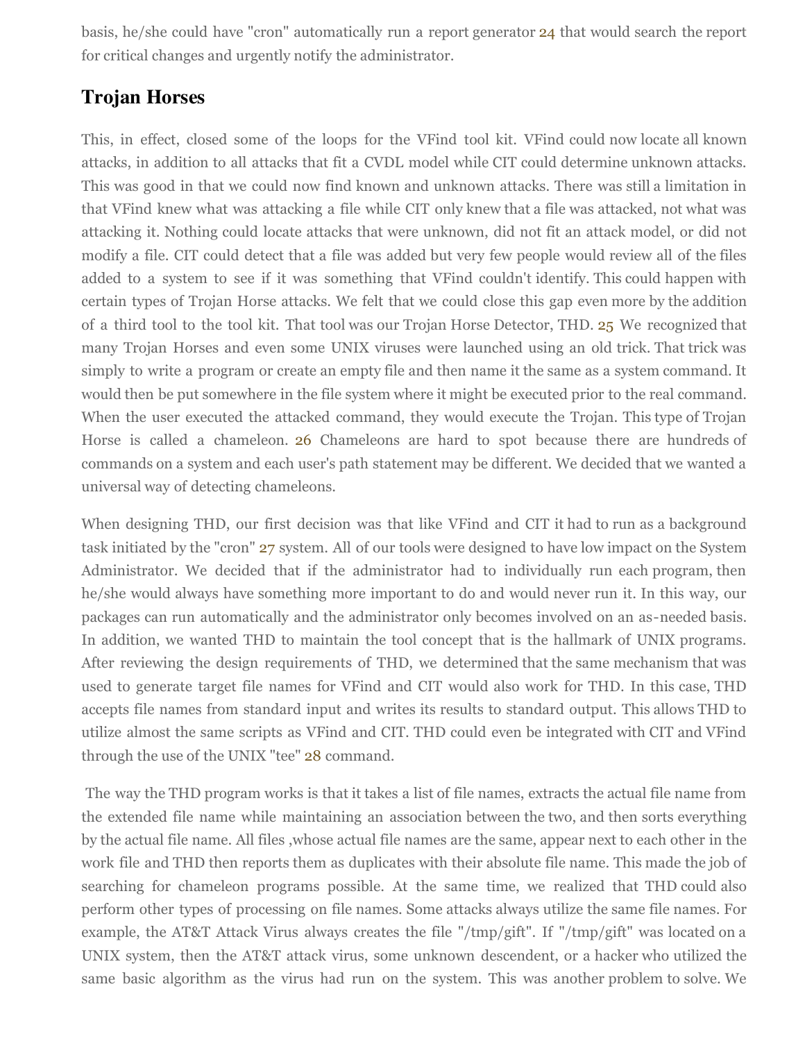basis, he/she could have "cron" automatically run a report generator [24] that would search the report for critical changes and urgently notify the administrator.

## Trojan Horses

This, in effect, closed some of the loops for the VFind tool kit. VFind could now locate all known attacks, in addition to all attacks that fit a CVDL model while CIT could determine unknown attacks. This was good in that we could now find known and unknown attacks. There was still a limitation in that VFind knew what was attacking a file while CIT only knew that a file was attacked, not what was attacking it. Nothing could locate attacks that were unknown, did not fit an attack model, or did not modify a file. CIT could detect that a file was added but very few people would review all of the files added to a system to see if it was something that VFind couldn't identify. This could happen with certain types of Trojan Horse attacks. We felt that we could close this gap even more by the addition of a third tool to the tool kit. That tool was our Trojan Horse Detector, THD. [25] We recognized that many Trojan Horses and even some UNIX viruses were launched using an old trick. That trick was simply to write a program or create an empty file and then name it the same as a system command. It would then be put somewhere in the file system where it might be executed prior to the real command. When the user executed the attacked command, they would execute the Trojan. This type of Trojan Horse is called a chameleon. [26] Chameleons are hard to spot because there are hundreds of commands on a system and each user's path statement may be different. We decided that we wanted a universal way of detecting chameleons.

When designing THD, our first decision was that like VFind and CIT it had to run as a background task initiated by the "cron" [27] system. All of our tools were designed to have low impact on the System Administrator. We decided that if the administrator had to individually run each program, then he/she would always have something more important to do and would never run it. In this way, our packages can run automatically and the administrator only becomes involved on an as-needed basis. In addition, we wanted THD to maintain the tool concept that is the hallmark of UNIX programs. After reviewing the design requirements of THD, we determined that the same mechanism that was used to generate target file names for VFind and CIT would also work for THD. In this case, THD accepts file names from standard input and writes its results to standard output. This allows THD to utilize almost the same scripts as VFind and CIT. THD could even be integrated with CIT and VFind through the use of the UNIX "tee" [28] command.

The way the THD program works is that it takes a list of file names, extracts the actual file name from the extended file name while maintaining an association between the two, and then sorts everything by the actual file name. All files ,whose actual file names are the same, appear next to each other in the work file and THD then reports them as duplicates with their absolute file name. This made the job of searching for chameleon programs possible. At the same time, we realized that THD could also perform other types of processing on file names. Some attacks always utilize the same file names. For example, the AT&T Attack Virus always creates the file "/tmp/gift". If "/tmp/gift" was located on a UNIX system, then the AT&T attack virus, some unknown descendent, or a hacker who utilized the same basic algorithm as the virus had run on the system. This was another problem to solve. We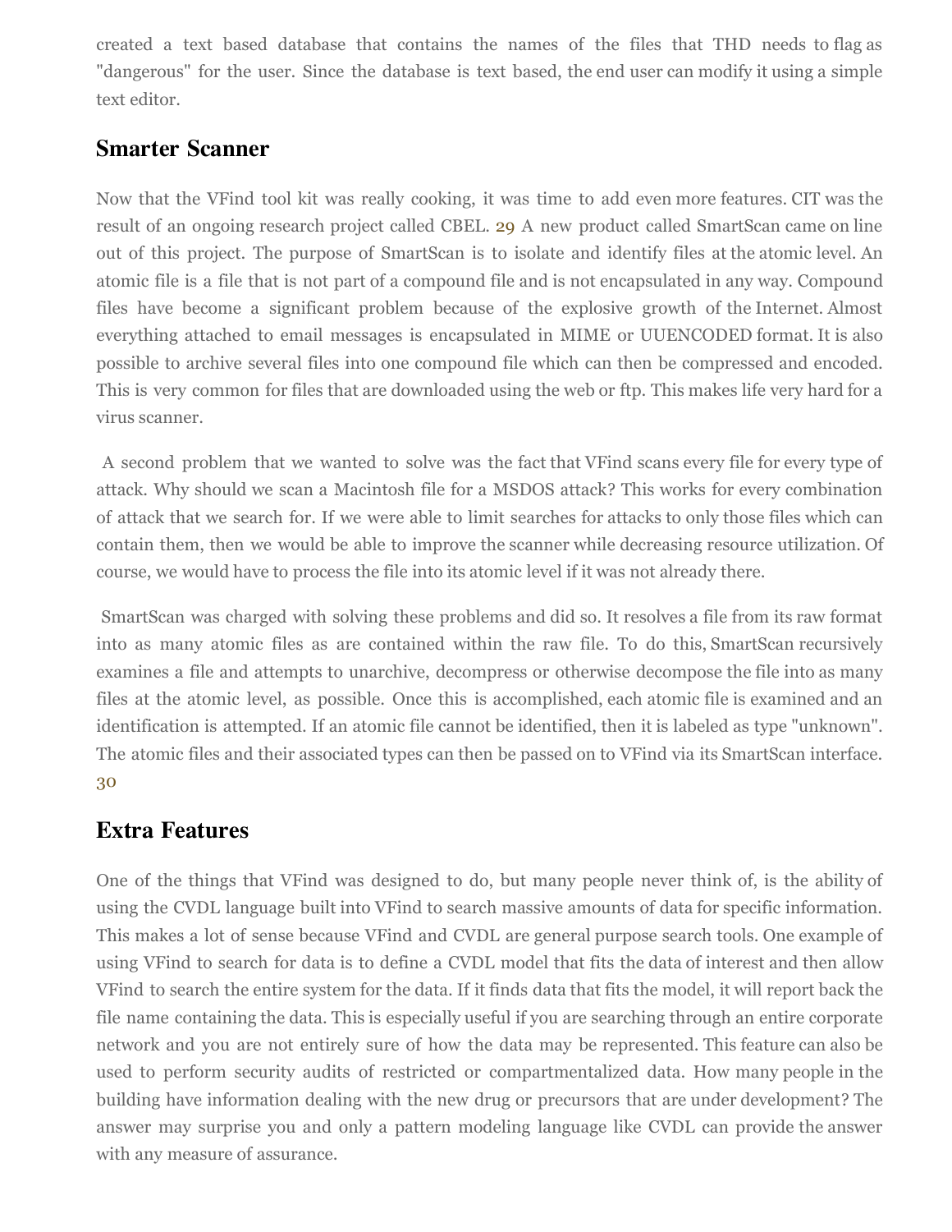created a text based database that contains the names of the files that THD needs to flag as "dangerous" for the user. Since the database is text based, the end user can modify it using a simple text editor.

## Smarter Scanner

Now that the VFind tool kit was really cooking, it was time to add even more features. CIT was the result of an ongoing research project called CBEL. [29] A new product called SmartScan came on line out of this project. The purpose of SmartScan is to isolate and identify files at the atomic level. An atomic file is a file that is not part of a compound file and is not encapsulated in any way. Compound files have become a significant problem because of the explosive growth of the Internet. Almost everything attached to email messages is encapsulated in MIME or UUENCODED format. It is also possible to archive several files into one compound file which can then be compressed and encoded. This is very common for files that are downloaded using the web or ftp. This makes life very hard for a virus scanner.

A second problem that we wanted to solve was the fact that VFind scans every file for every type of attack. Why should we scan a Macintosh file for a MSDOS attack? This works for every combination of attack that we search for. If we were able to limit searches for attacks to only those files which can contain them, then we would be able to improve the scanner while decreasing resource utilization. Of course, we would have to process the file into its atomic level if it was not already there.

SmartScan was charged with solving these problems and did so. It resolves a file from its raw format into as many atomic files as are contained within the raw file. To do this, SmartScan recursively examines a file and attempts to unarchive, decompress or otherwise decompose the file into as many files at the atomic level, as possible. Once this is accomplished, each atomic file is examined and an identification is attempted. If an atomic file cannot be identified, then it is labeled as type "unknown". The atomic files and their associated types can then be passed on to VFind via its SmartScan interface. [30]

## Extra Features

One of the things that VFind was designed to do, but many people never think of, is the ability of using the CVDL language built into VFind to search massive amounts of data for specific information. This makes a lot of sense because VFind and CVDL are general purpose search tools. One example of using VFind to search for data is to define a CVDL model that fits the data of interest and then allow VFind to search the entire system for the data. If it finds data that fits the model, it will report back the file name containing the data. This is especially useful if you are searching through an entire corporate network and you are not entirely sure of how the data may be represented. This feature can also be used to perform security audits of restricted or compartmentalized data. How many people in the building have information dealing with the new drug or precursors that are under development? The answer may surprise you and only a pattern modeling language like CVDL can provide the answer with any measure of assurance.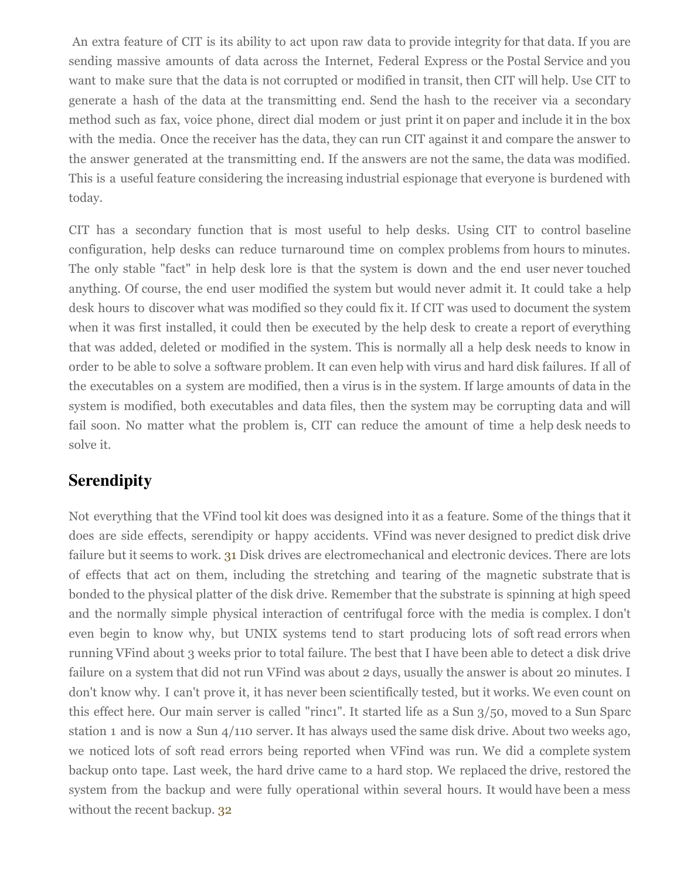An extra feature of CIT is its ability to act upon raw data to provide integrity for that data. If you are sending massive amounts of data across the Internet, Federal Express or the Postal Service and you want to make sure that the data is not corrupted or modified in transit, then CIT will help. Use CIT to generate a hash of the data at the transmitting end. Send the hash to the receiver via a secondary method such as fax, voice phone, direct dial modem or just print it on paper and include it in the box with the media. Once the receiver has the data, they can run CIT against it and compare the answer to the answer generated at the transmitting end. If the answers are not the same, the data was modified. This is a useful feature considering the increasing industrial espionage that everyone is burdened with today.

CIT has a secondary function that is most useful to help desks. Using CIT to control baseline configuration, help desks can reduce turnaround time on complex problems from hours to minutes. The only stable "fact" in help desk lore is that the system is down and the end user never touched anything. Of course, the end user modified the system but would never admit it. It could take a help desk hours to discover what was modified so they could fix it. If CIT was used to document the system when it was first installed, it could then be executed by the help desk to create a report of everything that was added, deleted or modified in the system. This is normally all a help desk needs to know in order to be able to solve a software problem. It can even help with virus and hard disk failures. If all of the executables on a system are modified, then a virus is in the system. If large amounts of data in the system is modified, both executables and data files, then the system may be corrupting data and will fail soon. No matter what the problem is, CIT can reduce the amount of time a help desk needs to solve it.

## Serendipity

Not everything that the VFind tool kit does was designed into it as a feature. Some of the things that it does are side effects, serendipity or happy accidents. VFind was never designed to predict disk drive failure but it seems to work. [31] Disk drives are electromechanical and electronic devices. There are lots of effects that act on them, including the stretching and tearing of the magnetic substrate that is bonded to the physical platter of the disk drive. Remember that the substrate is spinning at high speed and the normally simple physical interaction of centrifugal force with the media is complex. I don't even begin to know why, but UNIX systems tend to start producing lots of soft read errors when running VFind about 3 weeks prior to total failure. The best that I have been able to detect a disk drive failure on a system that did not run VFind was about 2 days, usually the answer is about 20 minutes. I don't know why. I can't prove it, it has never been scientifically tested, but it works. We even count on this effect here. Our main server is called "rinc1". It started life as a Sun 3/50, moved to a Sun Sparc station 1 and is now a Sun 4/110 server. It has always used the same disk drive. About two weeks ago, we noticed lots of soft read errors being reported when VFind was run. We did a complete system backup onto tape. Last week, the hard drive came to a hard stop. We replaced the drive, restored the system from the backup and were fully operational within several hours. It would have been a mess without the recent backup. [32]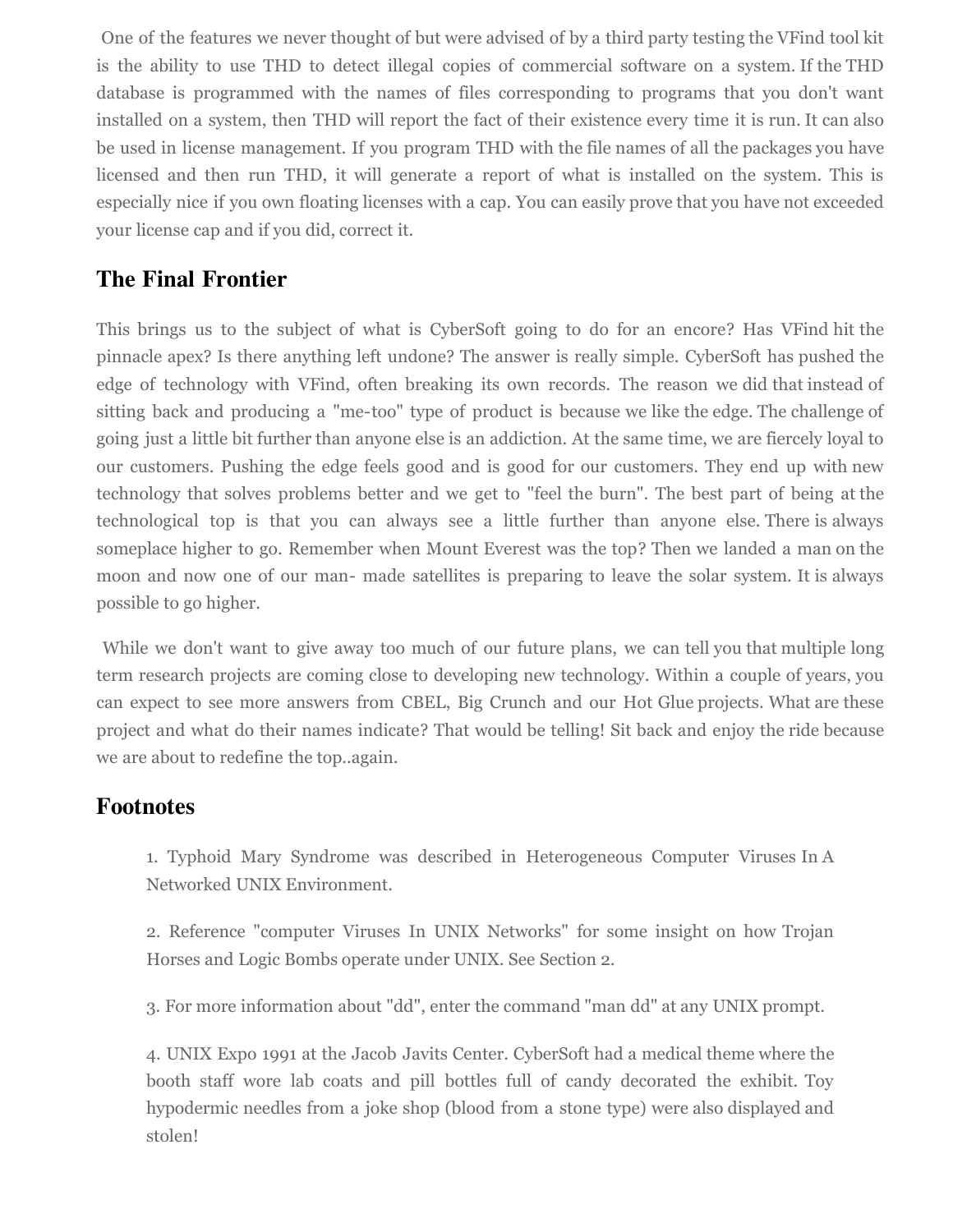One of the features we never thought of but were advised of by a third party testing the VFind tool kit is the ability to use THD to detect illegal copies of commercial software on a system. If the THD database is programmed with the names of files corresponding to programs that you don't want installed on a system, then THD will report the fact of their existence every time it is run. It can also be used in license management. If you program THD with the file names of all the packages you have licensed and then run THD, it will generate a report of what is installed on the system. This is especially nice if you own floating licenses with a cap. You can easily prove that you have not exceeded your license cap and if you did, correct it.

## The Final Frontier

This brings us to the subject of what is CyberSoft going to do for an encore? Has VFind hit the pinnacle apex? Is there anything left undone? The answer is really simple. CyberSoft has pushed the edge of technology with VFind, often breaking its own records. The reason we did that instead of sitting back and producing a "me-too" type of product is because we like the edge. The challenge of going just a little bit further than anyone else is an addiction. At the same time, we are fiercely loyal to our customers. Pushing the edge feels good and is good for our customers. They end up with new technology that solves problems better and we get to "feel the burn". The best part of being at the technological top is that you can always see a little further than anyone else. There is always someplace higher to go. Remember when Mount Everest was the top? Then we landed a man on the moon and now one of our man- made satellites is preparing to leave the solar system. It is always possible to go higher.

While we don't want to give away too much of our future plans, we can tell you that multiple long term research projects are coming close to developing new technology. Within a couple of years, you can expect to see more answers from CBEL, Big Crunch and our Hot Glue projects. What are these project and what do their names indicate? That would be telling! Sit back and enjoy the ride because we are about to redefine the top..again.

## Footnotes

1. Typhoid Mary Syndrome was described in Heterogeneous Computer Viruses In A Networked UNIX Environment.

2. Reference "computer Viruses In UNIX Networks" for some insight on how Trojan Horses and Logic Bombs operate under UNIX. See Section 2.

3. For more information about "dd", enter the command "man dd" at any UNIX prompt.

4. UNIX Expo 1991 at the Jacob Javits Center. CyberSoft had a medical theme where the booth staff wore lab coats and pill bottles full of candy decorated the exhibit. Toy hypodermic needles from a joke shop (blood from a stone type) were also displayed and stolen!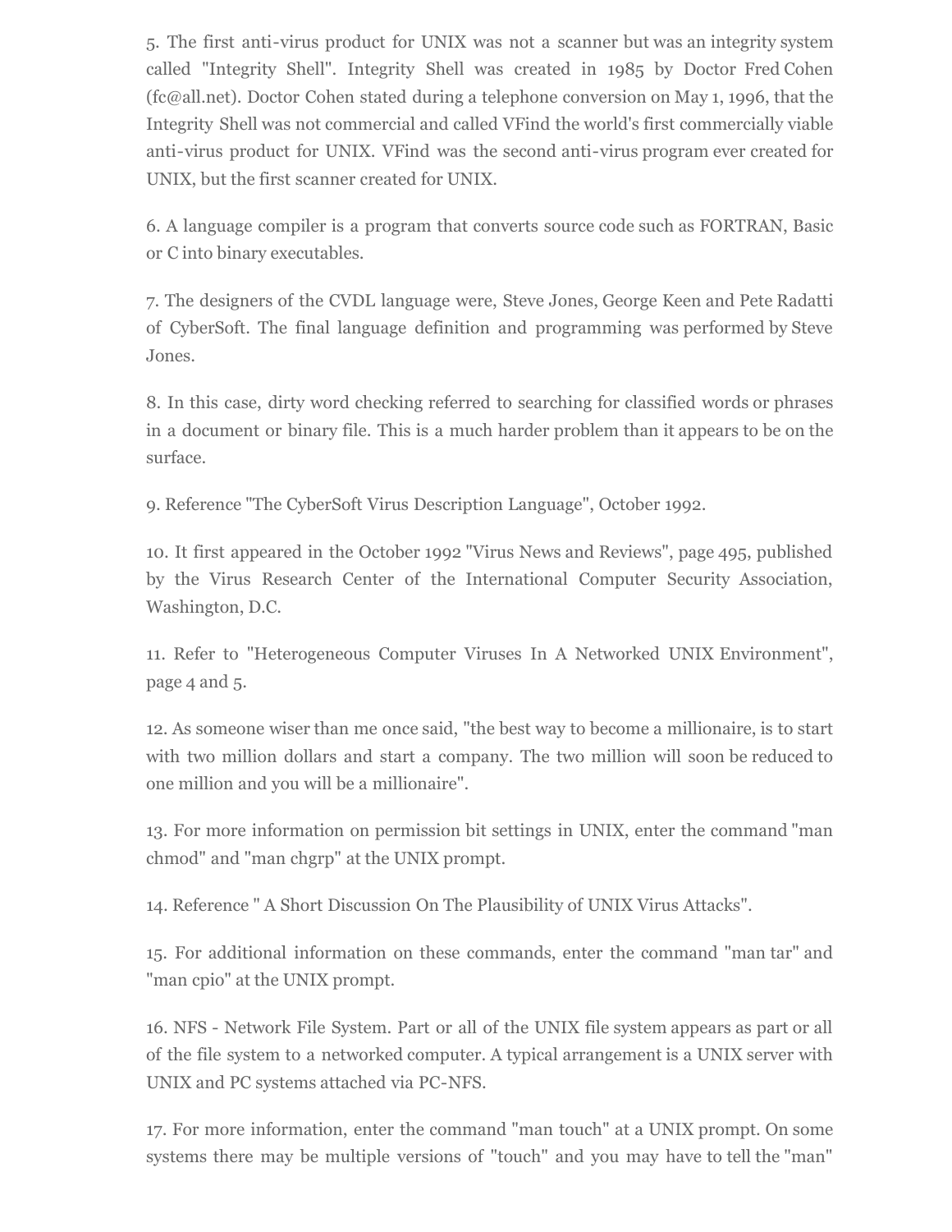5. The first anti-virus product for UNIX was not a scanner but was an integrity system called "Integrity Shell". Integrity Shell was created in 1985 by Doctor Fred Cohen (fc@all.net). Doctor Cohen stated during a telephone conversion on May 1, 1996, that the Integrity Shell was not commercial and called VFind the world's first commercially viable anti-virus product for UNIX. VFind was the second anti-virus program ever created for UNIX, but the first scanner created for UNIX.

6. A language compiler is a program that converts source code such as FORTRAN, Basic or C into binary executables.

7. The designers of the CVDL language were, Steve Jones, George Keen and Pete Radatti of CyberSoft. The final language definition and programming was performed by Steve Jones.

8. In this case, dirty word checking referred to searching for classified words or phrases in a document or binary file. This is a much harder problem than it appears to be on the surface.

9. Reference "The CyberSoft Virus Description Language", October 1992.

10. It first appeared in the October 1992 "Virus News and Reviews", page 495, published by the Virus Research Center of the International Computer Security Association, Washington, D.C.

11. Refer to "Heterogeneous Computer Viruses In A Networked UNIX Environment", page 4 and 5.

12. As someone wiser than me once said, "the best way to become a millionaire, is to start with two million dollars and start a company. The two million will soon be reduced to one million and you will be a millionaire".

13. For more information on permission bit settings in UNIX, enter the command "man chmod" and "man chgrp" at the UNIX prompt.

14. Reference " A Short Discussion On The Plausibility of UNIX Virus Attacks".

15. For additional information on these commands, enter the command "man tar" and "man cpio" at the UNIX prompt.

16. NFS - Network File System. Part or all of the UNIX file system appears as part or all of the file system to a networked computer. A typical arrangement is a UNIX server with UNIX and PC systems attached via PC-NFS.

17. For more information, enter the command "man touch" at a UNIX prompt. On some systems there may be multiple versions of "touch" and you may have to tell the "man"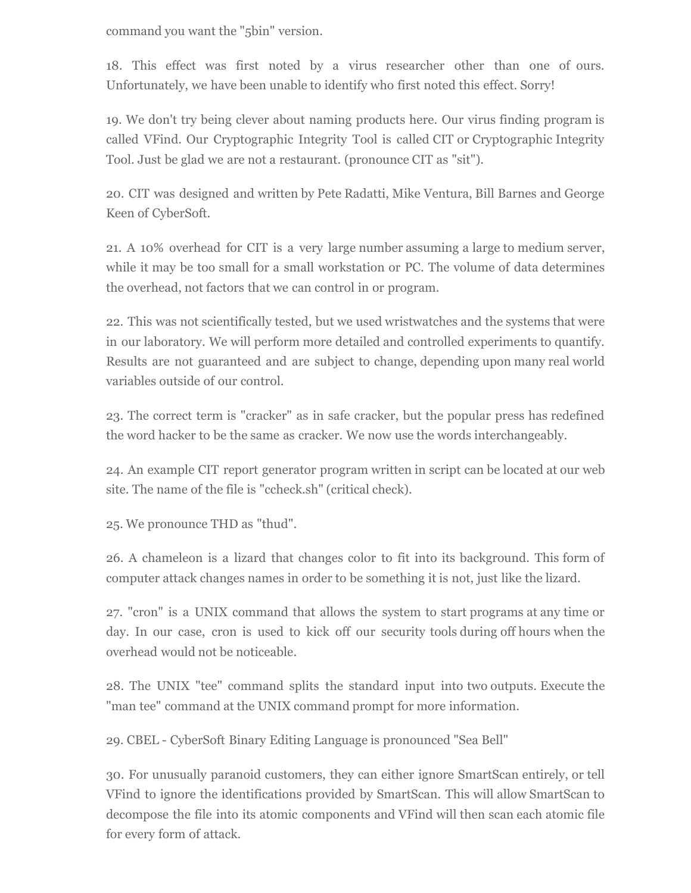command you want the "5bin" version.

18. This effect was first noted by a virus researcher other than one of ours. Unfortunately, we have been unable to identify who first noted this effect. Sorry!

19. We don't try being clever about naming products here. Our virus finding program is called VFind. Our Cryptographic Integrity Tool is called CIT or Cryptographic Integrity Tool. Just be glad we are not a restaurant. (pronounce CIT as "sit").

20. CIT was designed and written by Pete Radatti, Mike Ventura, Bill Barnes and George Keen of CyberSoft.

21. A 10% overhead for CIT is a very large number assuming a large to medium server, while it may be too small for a small workstation or PC. The volume of data determines the overhead, not factors that we can control in or program.

22. This was not scientifically tested, but we used wristwatches and the systems that were in our laboratory. We will perform more detailed and controlled experiments to quantify. Results are not guaranteed and are subject to change, depending upon many real world variables outside of our control.

23. The correct term is "cracker" as in safe cracker, but the popular press has redefined the word hacker to be the same as cracker. We now use the words interchangeably.

24. An example CIT report generator program written in script can be located at our web site. The name of the file is "ccheck.sh" (critical check).

25. We pronounce THD as "thud".

26. A chameleon is a lizard that changes color to fit into its background. This form of computer attack changes names in order to be something it is not, just like the lizard.

27. "cron" is a UNIX command that allows the system to start programs at any time or day. In our case, cron is used to kick off our security tools during off hours when the overhead would not be noticeable.

28. The UNIX "tee" command splits the standard input into two outputs. Execute the "man tee" command at the UNIX command prompt for more information.

29. CBEL - CyberSoft Binary Editing Language is pronounced "Sea Bell"

30. For unusually paranoid customers, they can either ignore SmartScan entirely, or tell VFind to ignore the identifications provided by SmartScan. This will allow SmartScan to decompose the file into its atomic components and VFind will then scan each atomic file for every form of attack.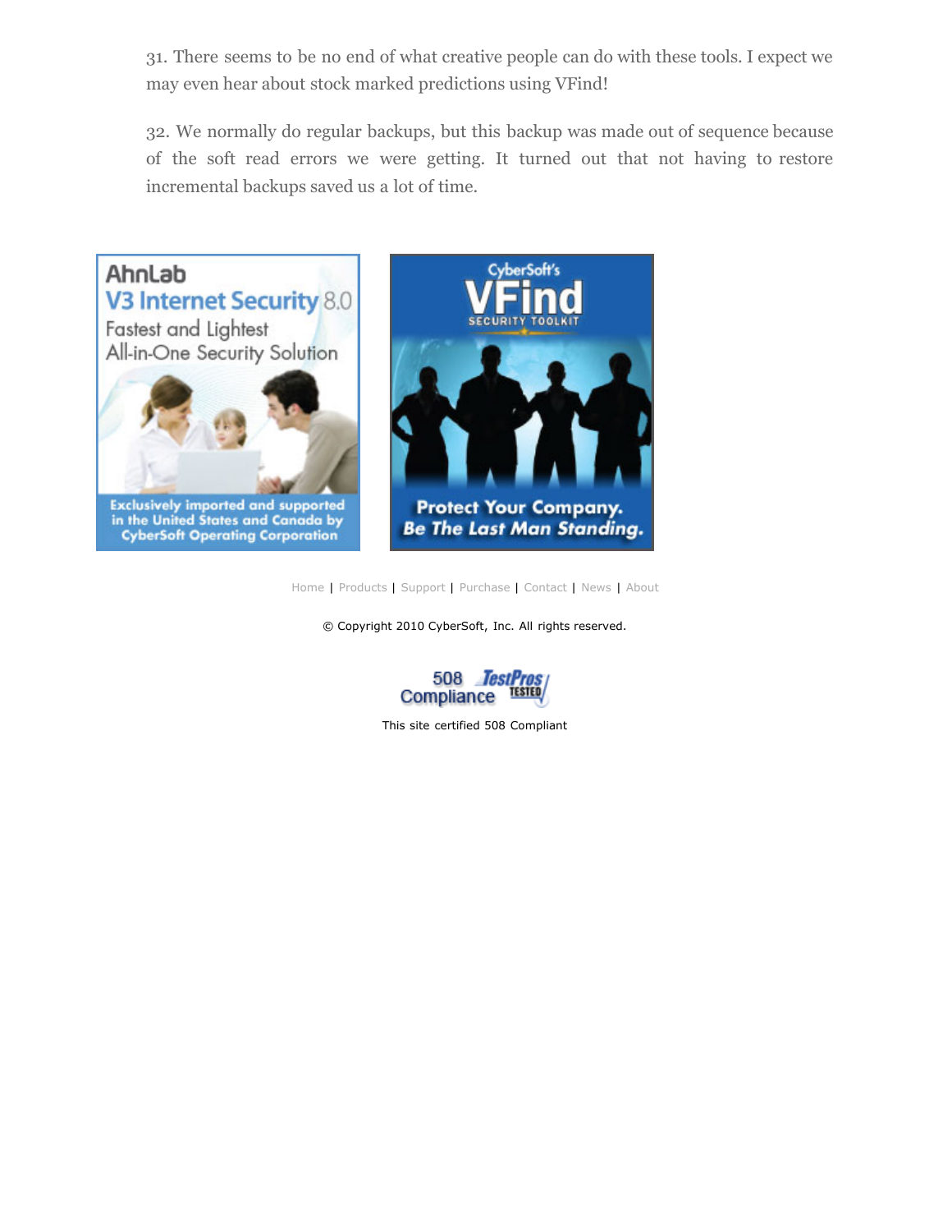31. There seems to be no end of what creative people can do with these tools. I expect we may even hear about stock marked predictions using VFind!

32. We normally do regular backups, but this backup was made out of sequence because of the soft read errors we were getting. It turned out that not having to restore incremental backups saved us a lot of time.

Home | Products | Support | Purchase | Contact | News | About

© Copyright 2010 CyberSoft, Inc. All rights reserved.

This site certified 508 Compliant